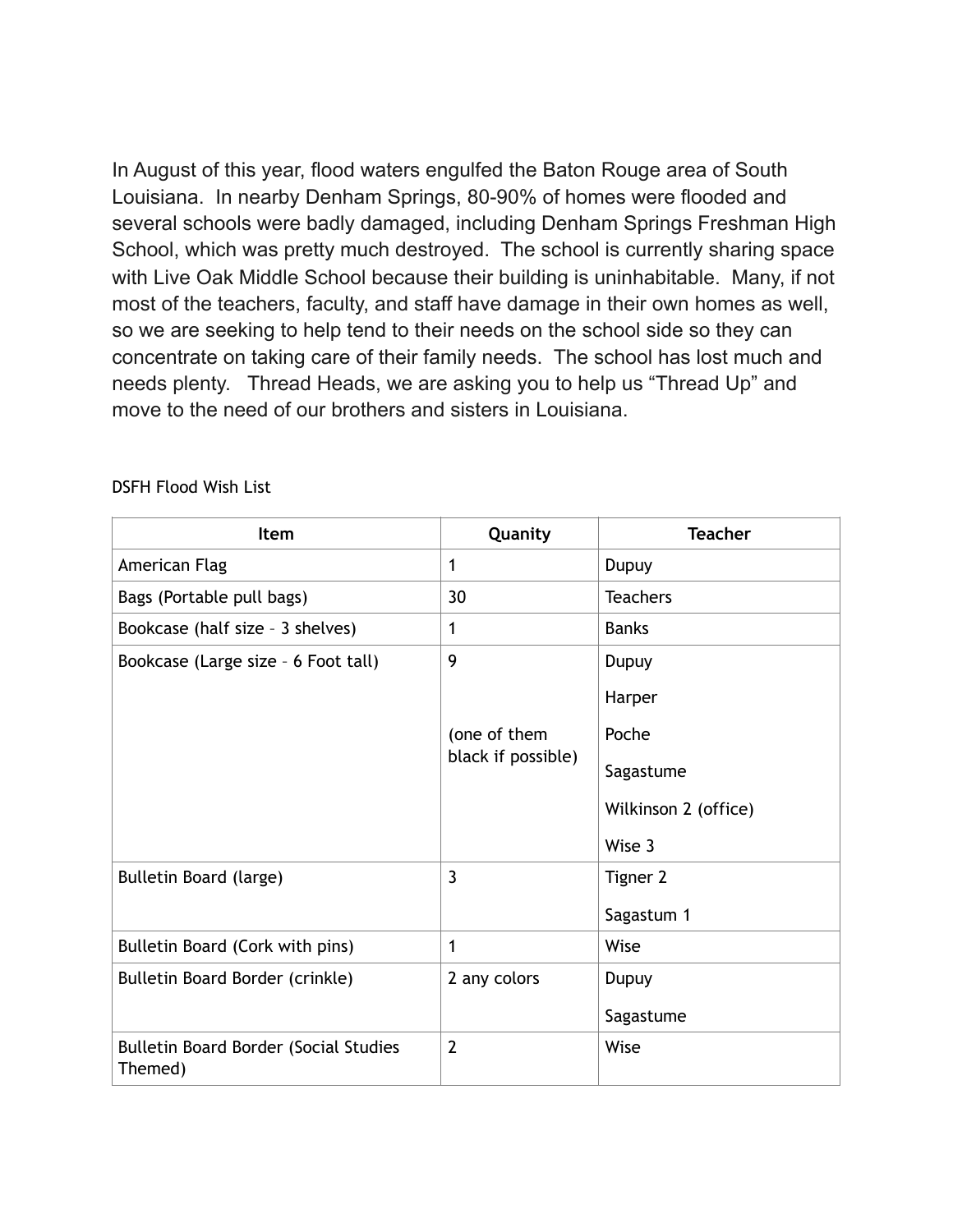In August of this year, flood waters engulfed the Baton Rouge area of South Louisiana. In nearby Denham Springs, 80-90% of homes were flooded and several schools were badly damaged, including Denham Springs Freshman High School, which was pretty much destroyed. The school is currently sharing space with Live Oak Middle School because their building is uninhabitable. Many, if not most of the teachers, faculty, and staff have damage in their own homes as well, so we are seeking to help tend to their needs on the school side so they can concentrate on taking care of their family needs. The school has lost much and needs plenty. Thread Heads, we are asking you to help us "Thread Up" and move to the need of our brothers and sisters in Louisiana.

DSFH Flood Wish List

| Item | Quanity | Teacher |
|---|---|---|
| American Flag | 1 | Dupuy |
| Bags (Portable pull bags) | 30 | Teachers |
| Bookcase (half size – 3 shelves) | 1 | Banks |
| Bookcase (Large size – 6 Foot tall) | 9<br><br>(one of them black if possible) | Dupuy<br>Harper<br>Poche<br>Sagastume<br>Wilkinson 2 (office)<br>Wise 3 |
| Bulletin Board (large) | 3 | Tigner 2<br>Sagastum 1 |
| Bulletin Board (Cork with pins) | 1 | Wise |
| Bulletin Board Border (crinkle) | 2 any colors | Dupuy<br>Sagastume |
| Bulletin Board Border (Social Studies Themed) | 2 | Wise |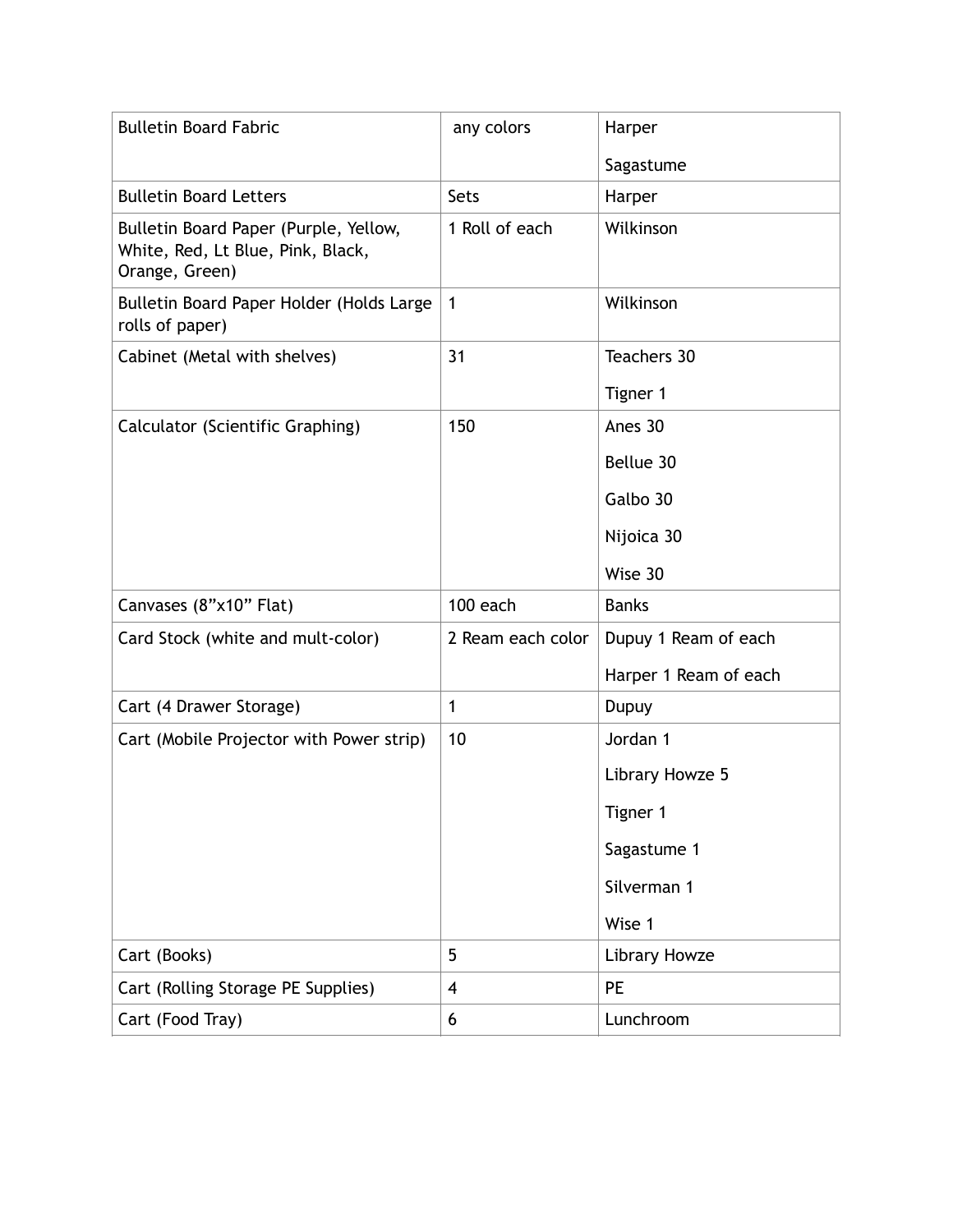| Bulletin Board Fabric | any colors | Harper<br>Sagastume |
|---|---|---|
| Bulletin Board Letters | Sets | Harper |
| Bulletin Board Paper (Purple, Yellow, White, Red, Lt Blue, Pink, Black, Orange, Green) | 1 Roll of each | Wilkinson |
| Bulletin Board Paper Holder (Holds Large rolls of paper) | 1 | Wilkinson |
| Cabinet (Metal with shelves) | 31 | Teachers 30<br>Tigner 1 |
| Calculator (Scientific Graphing) | 150 | Anes 30<br>Bellue 30<br>Galbo 30<br>Nijoica 30<br>Wise 30 |
| Canvases (8”x10” Flat) | 100 each | Banks |
| Card Stock (white and mult-color) | 2 Ream each color | Dupuy 1 Ream of each<br>Harper 1 Ream of each |
| Cart (4 Drawer Storage) | 1 | Dupuy |
| Cart (Mobile Projector with Power strip) | 10 | Jordan 1<br>Library Howze 5<br>Tigner 1<br>Sagastume 1<br>Silverman 1<br>Wise 1 |
| Cart (Books) | 5 | Library Howze |
| Cart (Rolling Storage PE Supplies) | 4 | PE |
| Cart (Food Tray) | 6 | Lunchroom |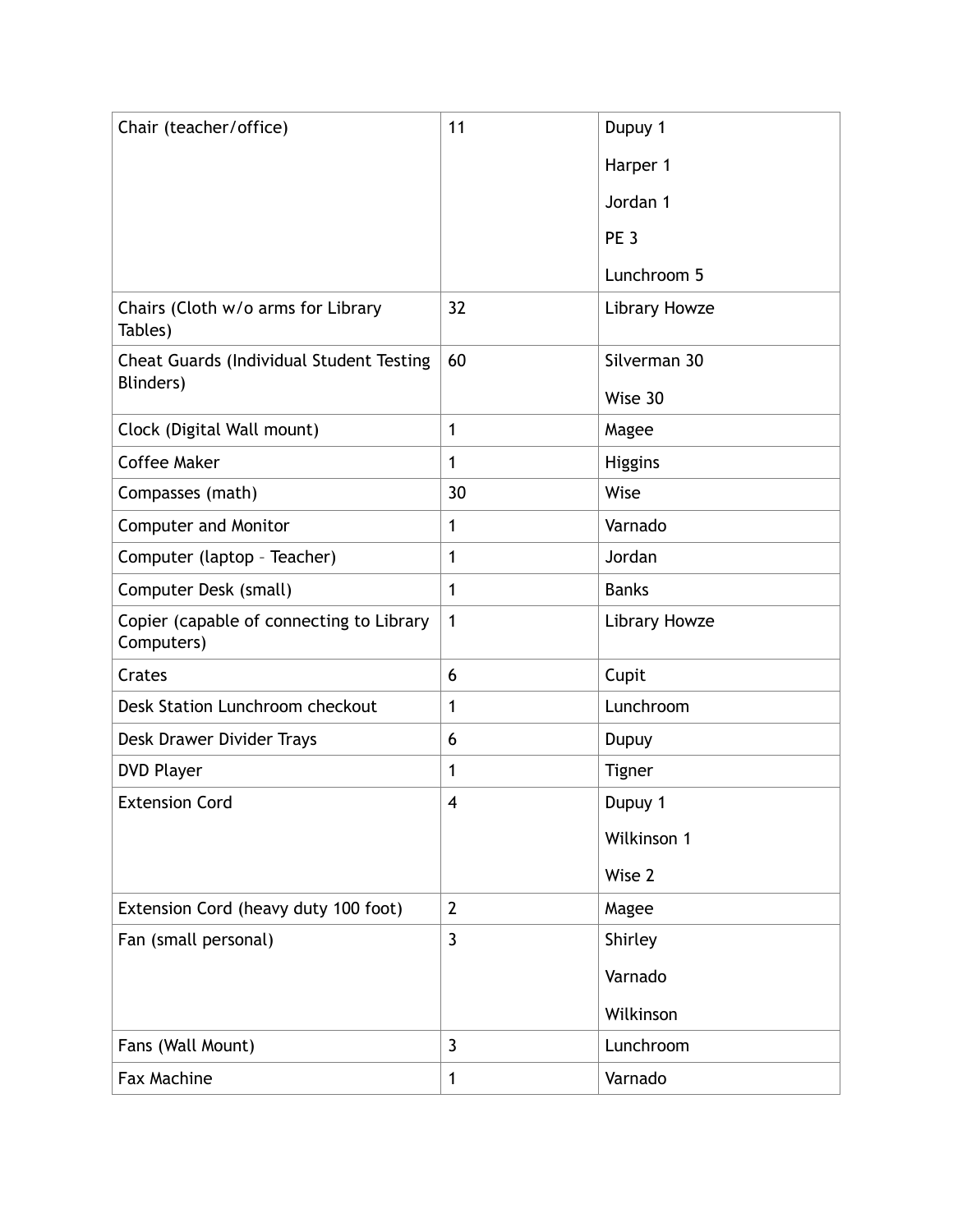| Chair (teacher/office) | 11 | Dupuy 1<br>Harper 1<br>Jordan 1<br>PE 3<br>Lunchroom 5 |
|---|---|---|
| Chairs (Cloth w/o arms for Library Tables) | 32 | Library Howze |
| Cheat Guards (Individual Student Testing Blinders) | 60 | Silverman 30<br>Wise 30 |
| Clock (Digital Wall mount) | 1 | Magee |
| Coffee Maker | 1 | Higgins |
| Compasses (math) | 30 | Wise |
| Computer and Monitor | 1 | Varnado |
| Computer (laptop – Teacher) | 1 | Jordan |
| Computer Desk (small) | 1 | Banks |
| Copier (capable of connecting to Library Computers) | 1 | Library Howze |
| Crates | 6 | Cupit |
| Desk Station Lunchroom checkout | 1 | Lunchroom |
| Desk Drawer Divider Trays | 6 | Dupuy |
| DVD Player | 1 | Tigner |
| Extension Cord | 4 | Dupuy 1<br>Wilkinson 1<br>Wise 2 |
| Extension Cord (heavy duty 100 foot) | 2 | Magee |
| Fan (small personal) | 3 | Shirley<br>Varnado<br>Wilkinson |
| Fans (Wall Mount) | 3 | Lunchroom |
| Fax Machine | 1 | Varnado |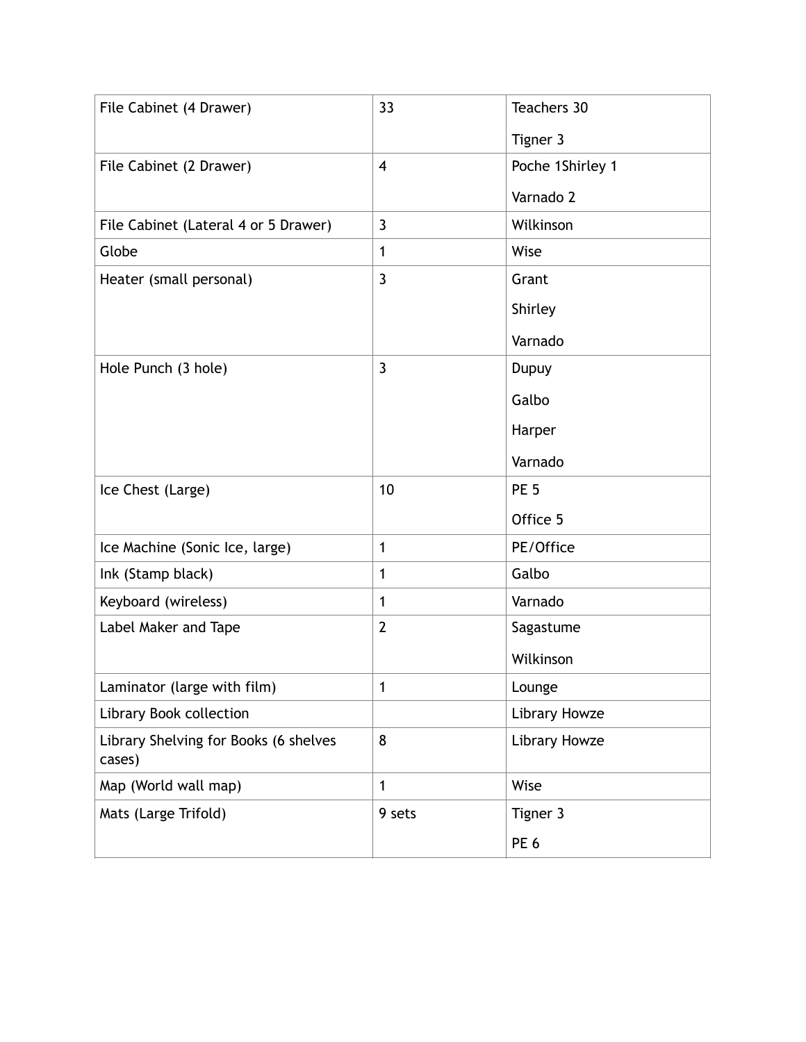| File Cabinet (4 Drawer) | 33 | Teachers 30<br>Tigner 3 |
|---|---|---|
| File Cabinet (2 Drawer) | 4 | Poche 1Shirley 1<br>Varnado 2 |
| File Cabinet (Lateral 4 or 5 Drawer) | 3 | Wilkinson |
| Globe | 1 | Wise |
| Heater (small personal) | 3 | Grant<br>Shirley<br>Varnado |
| Hole Punch (3 hole) | 3 | Dupuy<br>Galbo<br>Harper<br>Varnado |
| Ice Chest (Large) | 10 | PE 5<br>Office 5 |
| Ice Machine (Sonic Ice, large) | 1 | PE/Office |
| Ink (Stamp black) | 1 | Galbo |
| Keyboard (wireless) | 1 | Varnado |
| Label Maker and Tape | 2 | Sagastume<br>Wilkinson |
| Laminator (large with film) | 1 | Lounge |
| Library Book collection | | Library Howze |
| Library Shelving for Books (6 shelves cases) | 8 | Library Howze |
| Map (World wall map) | 1 | Wise |
| Mats (Large Trifold) | 9 sets | Tigner 3<br>PE 6 |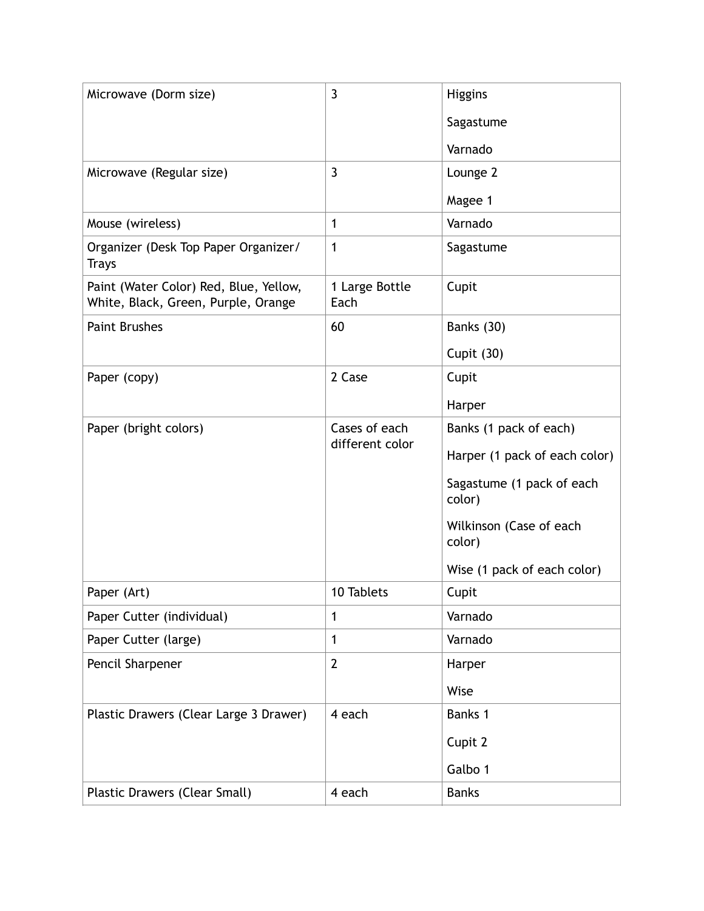| Microwave (Dorm size) | 3 | Higgins<br>Sagastume<br>Varnado |
|---|---|---|
| Microwave (Regular size) | 3 | Lounge 2<br>Magee 1 |
| Mouse (wireless) | 1 | Varnado |
| Organizer (Desk Top Paper Organizer/ Trays | 1 | Sagastume |
| Paint (Water Color) Red, Blue, Yellow, White, Black, Green, Purple, Orange | 1 Large Bottle Each | Cupit |
| Paint Brushes | 60 | Banks (30)<br>Cupit (30) |
| Paper (copy) | 2 Case | Cupit<br>Harper |
| Paper (bright colors) | Cases of each different color | Banks (1 pack of each)<br>Harper (1 pack of each color)<br>Sagastume (1 pack of each color)<br>Wilkinson (Case of each color)<br>Wise (1 pack of each color) |
| Paper (Art) | 10 Tablets | Cupit |
| Paper Cutter (individual) | 1 | Varnado |
| Paper Cutter (large) | 1 | Varnado |
| Pencil Sharpener | 2 | Harper<br>Wise |
| Plastic Drawers (Clear Large 3 Drawer) | 4 each | Banks 1<br>Cupit 2<br>Galbo 1 |
| Plastic Drawers (Clear Small) | 4 each | Banks |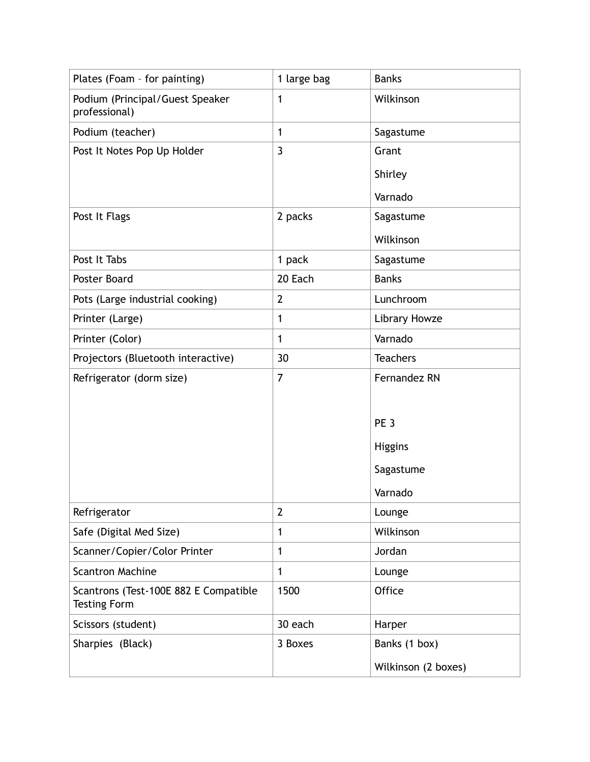| Plates (Foam – for painting) | 1 large bag | Banks |
|---|---|---|
| Podium (Principal/Guest Speaker professional) | 1 | Wilkinson |
| Podium (teacher) | 1 | Sagastume |
| Post It Notes Pop Up Holder | 3 | Grant<br><br>Shirley<br><br>Varnado |
| Post It Flags | 2 packs | Sagastume<br><br>Wilkinson |
| Post It Tabs | 1 pack | Sagastume |
| Poster Board | 20 Each | Banks |
| Pots (Large industrial cooking) | 2 | Lunchroom |
| Printer (Large) | 1 | Library Howze |
| Printer (Color) | 1 | Varnado |
| Projectors (Bluetooth interactive) | 30 | Teachers |
| Refrigerator (dorm size) | 7 | Fernandez RN<br><br>PE 3<br><br>Higgins<br><br>Sagastume<br><br>Varnado |
| Refrigerator | 2 | Lounge |
| Safe (Digital Med Size) | 1 | Wilkinson |
| Scanner/Copier/Color Printer | 1 | Jordan |
| Scantron Machine | 1 | Lounge |
| Scantrons (Test-100E 882 E Compatible Testing Form | 1500 | Office |
| Scissors (student) | 30 each | Harper |
| Sharpies (Black) | 3 Boxes | Banks (1 box)<br><br>Wilkinson (2 boxes) |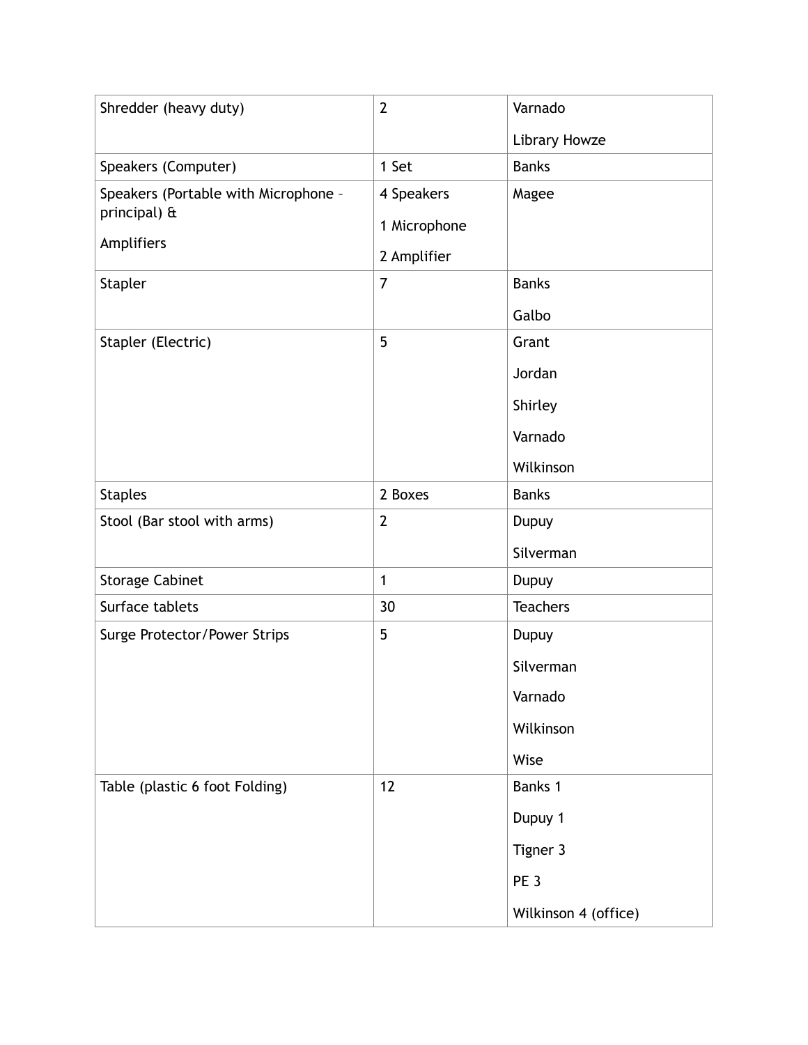| | | |
|---|---|---|
| Shredder (heavy duty) | 2 | Varnado<br>Library Howze |
| Speakers (Computer) | 1 Set | Banks |
| Speakers (Portable with Microphone – principal) &<br>Amplifiers | 4 Speakers<br>1 Microphone<br>2 Amplifier | Magee |
| Stapler | 7 | Banks<br>Galbo |
| Stapler (Electric) | 5 | Grant<br>Jordan<br>Shirley<br>Varnado<br>Wilkinson |
| Staples | 2 Boxes | Banks |
| Stool (Bar stool with arms) | 2 | Dupuy<br>Silverman |
| Storage Cabinet | 1 | Dupuy |
| Surface tablets | 30 | Teachers |
| Surge Protector/Power Strips | 5 | Dupuy<br>Silverman<br>Varnado<br>Wilkinson<br>Wise |
| Table (plastic 6 foot Folding) | 12 | Banks 1<br>Dupuy 1<br>Tigner 3<br>PE 3<br>Wilkinson 4 (office) |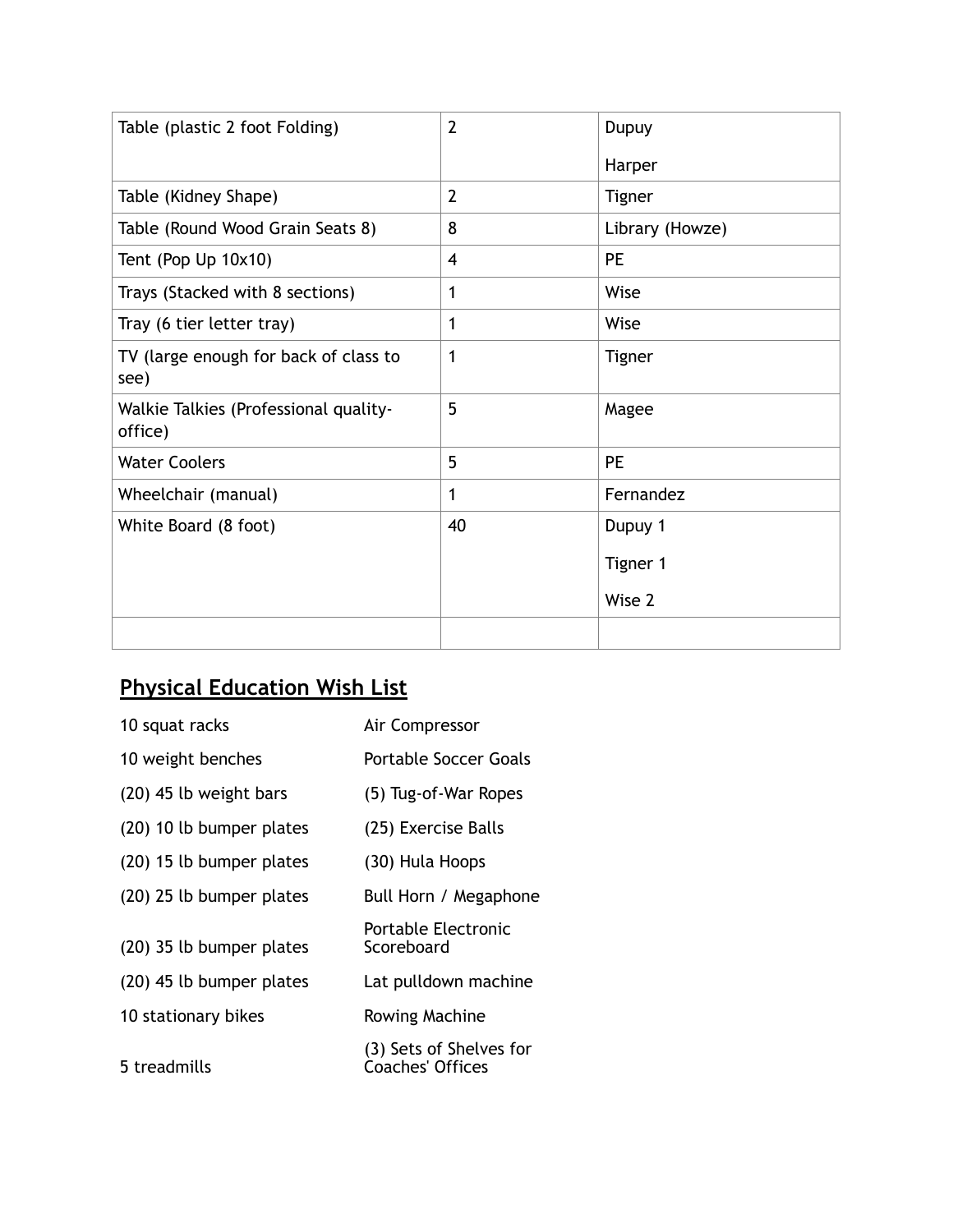| Table (plastic 2 foot Folding) | 2 | Dupuy<br>Harper |
|---|---|---|
| Table (Kidney Shape) | 2 | Tigner |
| Table (Round Wood Grain Seats 8) | 8 | Library (Howze) |
| Tent (Pop Up 10x10) | 4 | PE |
| Trays (Stacked with 8 sections) | 1 | Wise |
| Tray (6 tier letter tray) | 1 | Wise |
| TV (large enough for back of class to see) | 1 | Tigner |
| Walkie Talkies (Professional quality-office) | 5 | Magee |
| Water Coolers | 5 | PE |
| Wheelchair (manual) | 1 | Fernandez |
| White Board (8 foot) | 40 | Dupuy 1<br>Tigner 1<br>Wise 2 |
| | | |

## Physical Education Wish List

| | |
|---|---|
| 10 squat racks | Air Compressor |
| 10 weight benches | Portable Soccer Goals |
| (20) 45 lb weight bars | (5) Tug-of-War Ropes |
| (20) 10 lb bumper plates | (25) Exercise Balls |
| (20) 15 lb bumper plates | (30) Hula Hoops |
| (20) 25 lb bumper plates | Bull Horn / Megaphone |
| (20) 35 lb bumper plates | Portable Electronic Scoreboard |
| (20) 45 lb bumper plates | Lat pulldown machine |
| 10 stationary bikes | Rowing Machine |
| 5 treadmills | (3) Sets of Shelves for Coaches' Offices |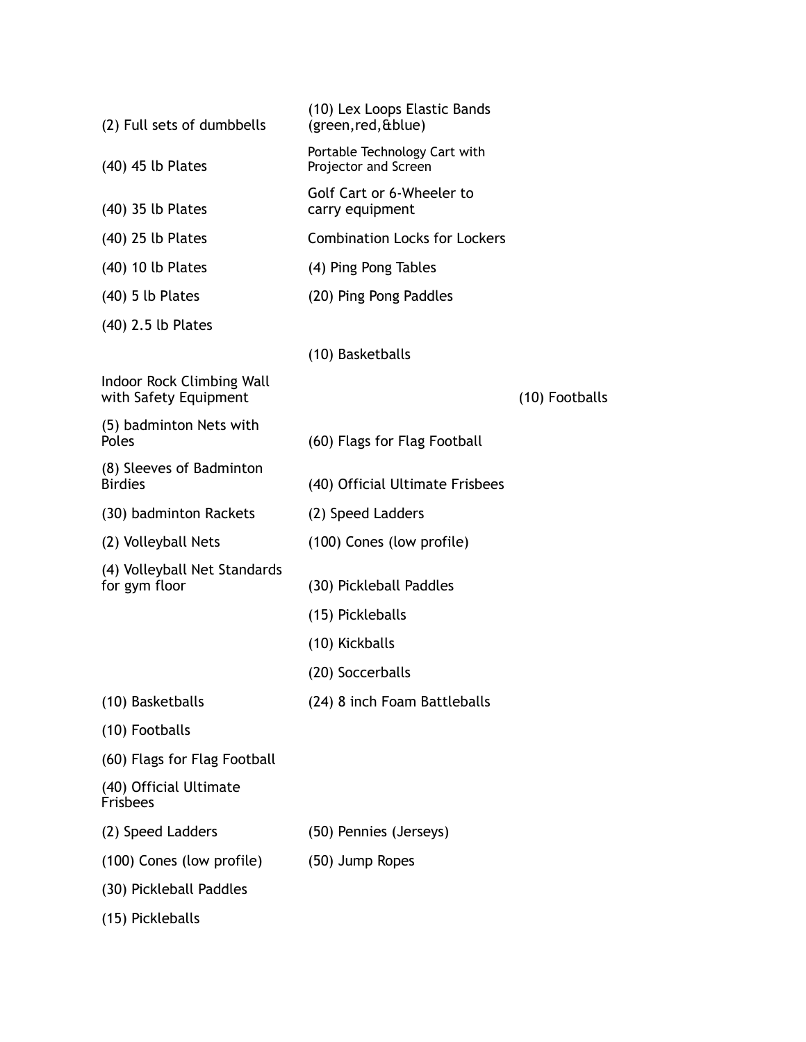| | | |
|---|---|---|
| (2) Full sets of dumbbells | (10) Lex Loops Elastic Bands (green,red,&blue) | |
| (40) 45 lb Plates | Portable Technology Cart with Projector and Screen | |
| (40) 35 lb Plates | Golf Cart or 6-Wheeler to carry equipment | |
| (40) 25 lb Plates | Combination Locks for Lockers | |
| (40) 10 lb Plates | (4) Ping Pong Tables | |
| (40) 5 lb Plates | (20) Ping Pong Paddles | |
| (40) 2.5 lb Plates | | |
| | (10) Basketballs | |
| Indoor Rock Climbing Wall with Safety Equipment | | (10) Footballs |
| (5) badminton Nets with Poles | (60) Flags for Flag Football | |
| (8) Sleeves of Badminton Birdies | (40) Official Ultimate Frisbees | |
| (30) badminton Rackets | (2) Speed Ladders | |
| (2) Volleyball Nets | (100) Cones (low profile) | |
| (4) Volleyball Net Standards for gym floor | (30) Pickleball Paddles | |
| | (15) Pickleballs | |
| | (10) Kickballs | |
| | (20) Soccerballs | |
| (10) Basketballs | (24) 8 inch Foam Battleballs | |
| (10) Footballs | | |
| (60) Flags for Flag Football | | |
| (40) Official Ultimate Frisbees | | |
| (2) Speed Ladders | (50) Pennies (Jerseys) | |
| (100) Cones (low profile) | (50) Jump Ropes | |
| (30) Pickleball Paddles | | |
| (15) Pickleballs | | |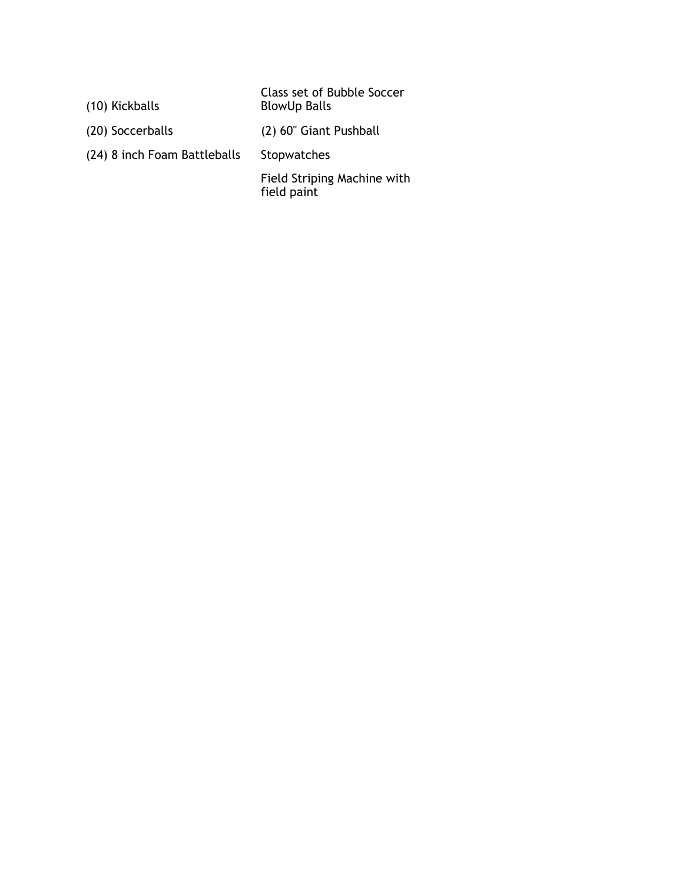| | |
|---|---|
| (10) Kickballs | Class set of Bubble Soccer BlowUp Balls |
| (20) Soccerballs | (2) 60" Giant Pushball |
| (24) 8 inch Foam Battleballs | Stopwatches |
| | Field Striping Machine with field paint |